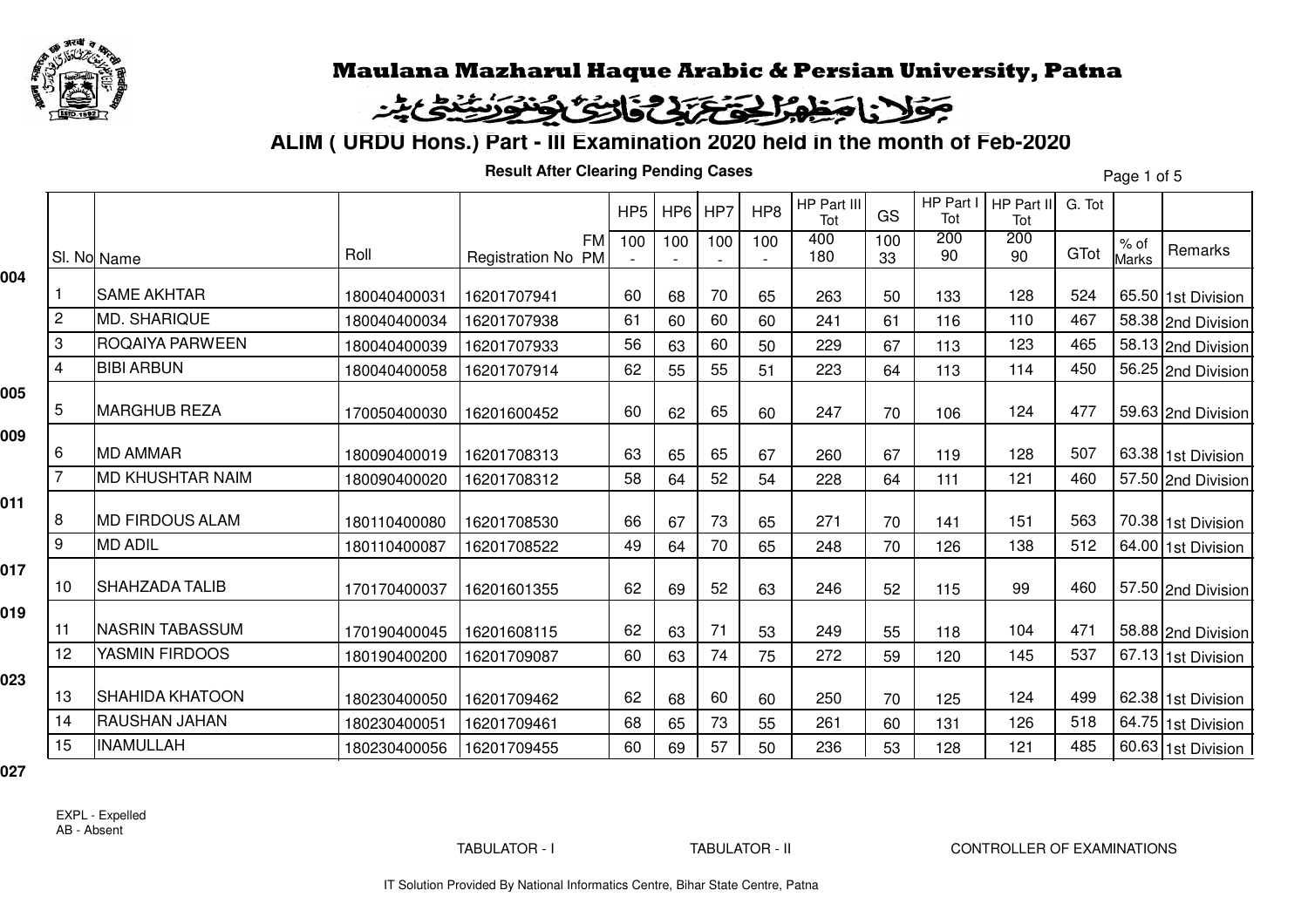# Maulana Mazharul Haque Arabic & Persian University, Patna

مولانا مظہرالحق عربی و فارسی یونیورسٹی پٹنہ

## ALIM ( URDU Hons.) Part - III Examination 2020 held in the month of Feb-2020

**Result After Clearing Pending Cases**

| | Sl. No | Name | Roll | Registration No | HP5 | HP6 | HP7 | HP8 | HP Part III Tot | GS | HP Part I Tot | HP Part II Tot | G. Tot | | |
|---|---|---|---|---|---|---|---|---|---|---|---|---|---|---|---|
| | | | | FM | 100 | 100 | 100 | 100 | 400 | 100 | 200 | 200 | | | |
| | | | | PM | - | - | - | - | 180 | 33 | 90 | 90 | GTot | % of Marks | Remarks |
| 004 | | | | | | | | | | | | | | | |
| | 1 | SAME AKHTAR | 180040400031 | 16201707941 | 60 | 68 | 70 | 65 | 263 | 50 | 133 | 128 | 524 | 65.50 | 1st Division |
| | 2 | MD. SHARIQUE | 180040400034 | 16201707938 | 61 | 60 | 60 | 60 | 241 | 61 | 116 | 110 | 467 | 58.38 | 2nd Division |
| | 3 | ROQAIYA PARWEEN | 180040400039 | 16201707933 | 56 | 63 | 60 | 50 | 229 | 67 | 113 | 123 | 465 | 58.13 | 2nd Division |
| | 4 | BIBI ARBUN | 180040400058 | 16201707914 | 62 | 55 | 55 | 51 | 223 | 64 | 113 | 114 | 450 | 56.25 | 2nd Division |
| 005 | | | | | | | | | | | | | | | |
| | 5 | MARGHUB REZA | 170050400030 | 16201600452 | 60 | 62 | 65 | 60 | 247 | 70 | 106 | 124 | 477 | 59.63 | 2nd Division |
| 009 | | | | | | | | | | | | | | | |
| | 6 | MD AMMAR | 180090400019 | 16201708313 | 63 | 65 | 65 | 67 | 260 | 67 | 119 | 128 | 507 | 63.38 | 1st Division |
| | 7 | MD KHUSHTAR NAIM | 180090400020 | 16201708312 | 58 | 64 | 52 | 54 | 228 | 64 | 111 | 121 | 460 | 57.50 | 2nd Division |
| 011 | | | | | | | | | | | | | | | |
| | 8 | MD FIRDOUS ALAM | 180110400080 | 16201708530 | 66 | 67 | 73 | 65 | 271 | 70 | 141 | 151 | 563 | 70.38 | 1st Division |
| | 9 | MD ADIL | 180110400087 | 16201708522 | 49 | 64 | 70 | 65 | 248 | 70 | 126 | 138 | 512 | 64.00 | 1st Division |
| 017 | | | | | | | | | | | | | | | |
| | 10 | SHAHZADA TALIB | 170170400037 | 16201601355 | 62 | 69 | 52 | 63 | 246 | 52 | 115 | 99 | 460 | 57.50 | 2nd Division |
| 019 | | | | | | | | | | | | | | | |
| | 11 | NASRIN TABASSUM | 170190400045 | 16201608115 | 62 | 63 | 71 | 53 | 249 | 55 | 118 | 104 | 471 | 58.88 | 2nd Division |
| | 12 | YASMIN FIRDOOS | 180190400200 | 16201709087 | 60 | 63 | 74 | 75 | 272 | 59 | 120 | 145 | 537 | 67.13 | 1st Division |
| 023 | | | | | | | | | | | | | | | |
| | 13 | SHAHIDA KHATOON | 180230400050 | 16201709462 | 62 | 68 | 60 | 60 | 250 | 70 | 125 | 124 | 499 | 62.38 | 1st Division |
| | 14 | RAUSHAN JAHAN | 180230400051 | 16201709461 | 68 | 65 | 73 | 55 | 261 | 60 | 131 | 126 | 518 | 64.75 | 1st Division |
| | 15 | INAMULLAH | 180230400056 | 16201709455 | 60 | 69 | 57 | 50 | 236 | 53 | 128 | 121 | 485 | 60.63 | 1st Division |
| 027 | | | | | | | | | | | | | | | |

EXPL - Expelled
AB - Absent

TABULATOR - I TABULATOR - II CONTROLLER OF EXAMINATIONS

IT Solution Provided By National Informatics Centre, Bihar State Centre, Patna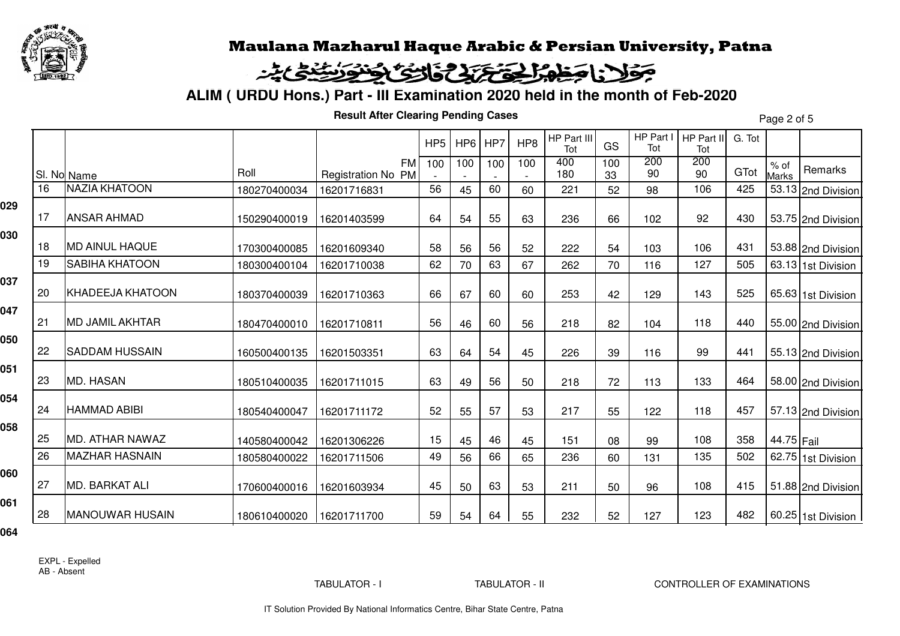# Maulana Mazharul Haque Arabic & Persian University, Patna

## مولانا مظہر الحق عربی و فارسی یونیورسٹی، پٹنہ

### ALIM ( URDU Hons.) Part - III Examination 2020 held in the month of Feb-2020

**Result After Clearing Pending Cases**

| | | | | HP5 | HP6 | HP7 | HP8 | HP Part III Tot | GS | HP Part I Tot | HP Part II Tot | G. Tot | | |
|---|---|---|---|---|---|---|---|---|---|---|---|---|---|---|
| | | | FM | 100 | 100 | 100 | 100 | 400 | 100 | 200 | 200 | | | |
| Sl. No | Name | Roll | Registration No PM | - | - | - | - | 180 | 33 | 90 | 90 | GTot | % of Marks | Remarks |
| 16 | NAZIA KHATOON | 180270400034 | 16201716831 | 56 | 45 | 60 | 60 | 221 | 52 | 98 | 106 | 425 | 53.13 | 2nd Division |
| 17 | ANSAR AHMAD | 150290400019 | 16201403599 | 64 | 54 | 55 | 63 | 236 | 66 | 102 | 92 | 430 | 53.75 | 2nd Division |
| 18 | MD AINUL HAQUE | 170300400085 | 16201609340 | 58 | 56 | 56 | 52 | 222 | 54 | 103 | 106 | 431 | 53.88 | 2nd Division |
| 19 | SABIHA KHATOON | 180300400104 | 16201710038 | 62 | 70 | 63 | 67 | 262 | 70 | 116 | 127 | 505 | 63.13 | 1st Division |
| 20 | KHADEEJA KHATOON | 180370400039 | 16201710363 | 66 | 67 | 60 | 60 | 253 | 42 | 129 | 143 | 525 | 65.63 | 1st Division |
| 21 | MD JAMIL AKHTAR | 180470400010 | 16201710811 | 56 | 46 | 60 | 56 | 218 | 82 | 104 | 118 | 440 | 55.00 | 2nd Division |
| 22 | SADDAM HUSSAIN | 160500400135 | 16201503351 | 63 | 64 | 54 | 45 | 226 | 39 | 116 | 99 | 441 | 55.13 | 2nd Division |
| 23 | MD. HASAN | 180510400035 | 16201711015 | 63 | 49 | 56 | 50 | 218 | 72 | 113 | 133 | 464 | 58.00 | 2nd Division |
| 24 | HAMMAD ABIBI | 180540400047 | 16201711172 | 52 | 55 | 57 | 53 | 217 | 55 | 122 | 118 | 457 | 57.13 | 2nd Division |
| 25 | MD. ATHAR NAWAZ | 140580400042 | 16201306226 | 15 | 45 | 46 | 45 | 151 | 08 | 99 | 108 | 358 | 44.75 | Fail |
| 26 | MAZHAR HASNAIN | 180580400022 | 16201711506 | 49 | 56 | 66 | 65 | 236 | 60 | 131 | 135 | 502 | 62.75 | 1st Division |
| 27 | MD. BARKAT ALI | 170600400016 | 16201603934 | 45 | 50 | 63 | 53 | 211 | 50 | 96 | 108 | 415 | 51.88 | 2nd Division |
| 28 | MANOUWAR HUSAIN | 180610400020 | 16201711700 | 59 | 54 | 64 | 55 | 232 | 52 | 127 | 123 | 482 | 60.25 | 1st Division |

029
030
037
047
050
051
054
058
060
061
064

EXPL - Expelled
AB - Absent

TABULATOR - I　　　TABULATOR - II　　　CONTROLLER OF EXAMINATIONS

IT Solution Provided By National Informatics Centre, Bihar State Centre, Patna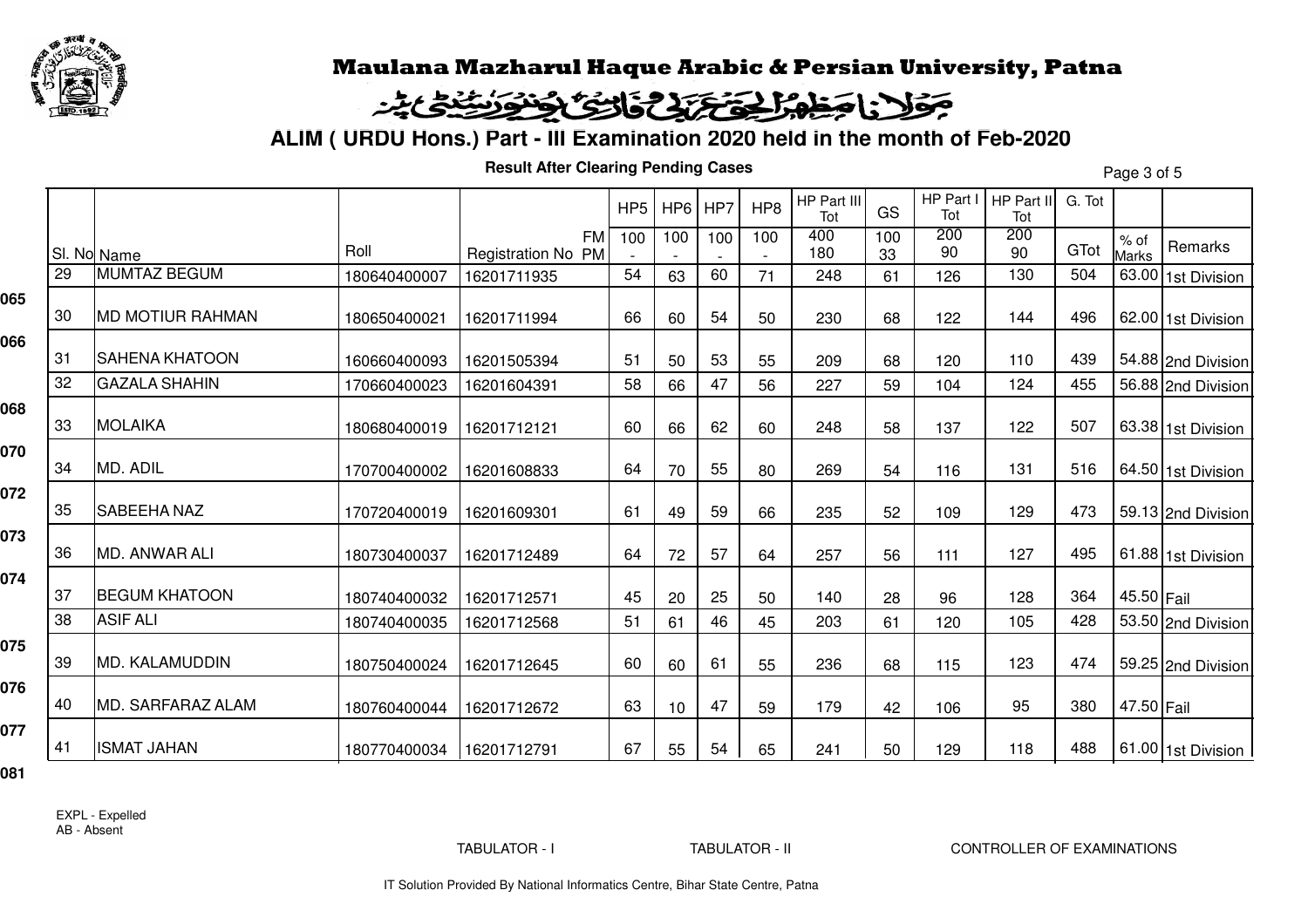# Maulana Mazharul Haque Arabic & Persian University, Patna

مولانا مظہرالحق عربی و فارسی یونیورسٹی، پٹنہ

## ALIM ( URDU Hons.) Part - III Examination 2020 held in the month of Feb-2020

### Result After Clearing Pending Cases

| | | | | HP5 | HP6 | HP7 | HP8 | HP Part III Tot | GS | HP Part I Tot | HP Part II Tot | G. Tot | | |
|---|---|---|---|---|---|---|---|---|---|---|---|---|---|---|
| Sl. No | Name | Roll | Registration No FM / PM | 100 - | 100 - | 100 - | 100 - | 400 / 180 | 100 / 33 | 200 / 90 | 200 / 90 | GTot | % of Marks | Remarks |
| 29 | MUMTAZ BEGUM | 180640400007 | 16201711935 | 54 | 63 | 60 | 71 | 248 | 61 | 126 | 130 | 504 | 63.00 | 1st Division |
| 30 | MD MOTIUR RAHMAN | 180650400021 | 16201711994 | 66 | 60 | 54 | 50 | 230 | 68 | 122 | 144 | 496 | 62.00 | 1st Division |
| 31 | SAHENA KHATOON | 160660400093 | 16201505394 | 51 | 50 | 53 | 55 | 209 | 68 | 120 | 110 | 439 | 54.88 | 2nd Division |
| 32 | GAZALA SHAHIN | 170660400023 | 16201604391 | 58 | 66 | 47 | 56 | 227 | 59 | 104 | 124 | 455 | 56.88 | 2nd Division |
| 33 | MOLAIKA | 180680400019 | 16201712121 | 60 | 66 | 62 | 60 | 248 | 58 | 137 | 122 | 507 | 63.38 | 1st Division |
| 34 | MD. ADIL | 170700400002 | 16201608833 | 64 | 70 | 55 | 80 | 269 | 54 | 116 | 131 | 516 | 64.50 | 1st Division |
| 35 | SABEEHA NAZ | 170720400019 | 16201609301 | 61 | 49 | 59 | 66 | 235 | 52 | 109 | 129 | 473 | 59.13 | 2nd Division |
| 36 | MD. ANWAR ALI | 180730400037 | 16201712489 | 64 | 72 | 57 | 64 | 257 | 56 | 111 | 127 | 495 | 61.88 | 1st Division |
| 37 | BEGUM KHATOON | 180740400032 | 16201712571 | 45 | 20 | 25 | 50 | 140 | 28 | 96 | 128 | 364 | 45.50 | Fail |
| 38 | ASIF ALI | 180740400035 | 16201712568 | 51 | 61 | 46 | 45 | 203 | 61 | 120 | 105 | 428 | 53.50 | 2nd Division |
| 39 | MD. KALAMUDDIN | 180750400024 | 16201712645 | 60 | 60 | 61 | 55 | 236 | 68 | 115 | 123 | 474 | 59.25 | 2nd Division |
| 40 | MD. SARFARAZ ALAM | 180760400044 | 16201712672 | 63 | 10 | 47 | 59 | 179 | 42 | 106 | 95 | 380 | 47.50 | Fail |
| 41 | ISMAT JAHAN | 180770400034 | 16201712791 | 67 | 55 | 54 | 65 | 241 | 50 | 129 | 118 | 488 | 61.00 | 1st Division |

065 066 068 070 072 073 074 075 076 077 081

EXPL - Expelled
AB - Absent

TABULATOR - I TABULATOR - II CONTROLLER OF EXAMINATIONS

IT Solution Provided By National Informatics Centre, Bihar State Centre, Patna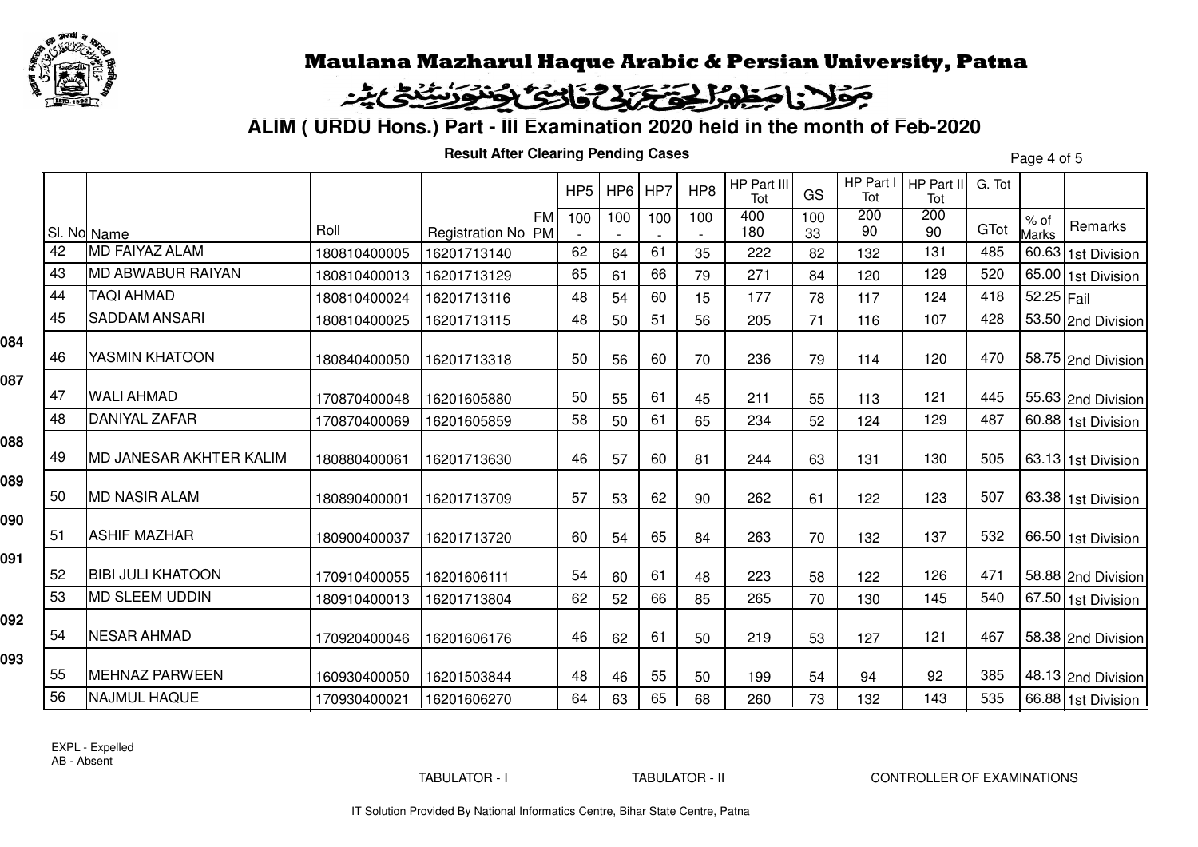# Maulana Mazharul Haque Arabic & Persian University, Patna

مولانا مظہرالحق عربی و فارسی یونیورسٹی پٹنہ

## ALIM ( URDU Hons.) Part - III Examination 2020 held in the month of Feb-2020

**Result After Clearing Pending Cases**

| | Sl. No | Name | Roll | Registration No | HP5 | HP6 | HP7 | HP8 | HP Part III Tot | GS | HP Part I Tot | HP Part II Tot | G. Tot | | |
|---|---|---|---|---|---|---|---|---|---|---|---|---|---|---|---|
| | | | | FM | 100 | 100 | 100 | 100 | 400 | 100 | 200 | 200 | GTot | % of Marks | Remarks |
| | | | | PM | - | - | - | - | 180 | 33 | 90 | 90 | | | |
| | 42 | MD FAIYAZ ALAM | 180810400005 | 16201713140 | 62 | 64 | 61 | 35 | 222 | 82 | 132 | 131 | 485 | 60.63 | 1st Division |
| | 43 | MD ABWABUR RAIYAN | 180810400013 | 16201713129 | 65 | 61 | 66 | 79 | 271 | 84 | 120 | 129 | 520 | 65.00 | 1st Division |
| | 44 | TAQI AHMAD | 180810400024 | 16201713116 | 48 | 54 | 60 | 15 | 177 | 78 | 117 | 124 | 418 | 52.25 | Fail |
| | 45 | SADDAM ANSARI | 180810400025 | 16201713115 | 48 | 50 | 51 | 56 | 205 | 71 | 116 | 107 | 428 | 53.50 | 2nd Division |
| 084 | 46 | YASMIN KHATOON | 180840400050 | 16201713318 | 50 | 56 | 60 | 70 | 236 | 79 | 114 | 120 | 470 | 58.75 | 2nd Division |
| 087 | 47 | WALI AHMAD | 170870400048 | 16201605880 | 50 | 55 | 61 | 45 | 211 | 55 | 113 | 121 | 445 | 55.63 | 2nd Division |
| | 48 | DANIYAL ZAFAR | 170870400069 | 16201605859 | 58 | 50 | 61 | 65 | 234 | 52 | 124 | 129 | 487 | 60.88 | 1st Division |
| 088 | 49 | MD JANESAR AKHTER KALIM | 180880400061 | 16201713630 | 46 | 57 | 60 | 81 | 244 | 63 | 131 | 130 | 505 | 63.13 | 1st Division |
| 089 | 50 | MD NASIR ALAM | 180890400001 | 16201713709 | 57 | 53 | 62 | 90 | 262 | 61 | 122 | 123 | 507 | 63.38 | 1st Division |
| 090 | 51 | ASHIF MAZHAR | 180900400037 | 16201713720 | 60 | 54 | 65 | 84 | 263 | 70 | 132 | 137 | 532 | 66.50 | 1st Division |
| 091 | 52 | BIBI JULI KHATOON | 170910400055 | 16201606111 | 54 | 60 | 61 | 48 | 223 | 58 | 122 | 126 | 471 | 58.88 | 2nd Division |
| | 53 | MD SLEEM UDDIN | 180910400013 | 16201713804 | 62 | 52 | 66 | 85 | 265 | 70 | 130 | 145 | 540 | 67.50 | 1st Division |
| 092 | 54 | NESAR AHMAD | 170920400046 | 16201606176 | 46 | 62 | 61 | 50 | 219 | 53 | 127 | 121 | 467 | 58.38 | 2nd Division |
| 093 | 55 | MEHNAZ PARWEEN | 160930400050 | 16201503844 | 48 | 46 | 55 | 50 | 199 | 54 | 94 | 92 | 385 | 48.13 | 2nd Division |
| | 56 | NAJMUL HAQUE | 170930400021 | 16201606270 | 64 | 63 | 65 | 68 | 260 | 73 | 132 | 143 | 535 | 66.88 | 1st Division |

EXPL - Expelled
AB - Absent

TABULATOR - I TABULATOR - II CONTROLLER OF EXAMINATIONS

IT Solution Provided By National Informatics Centre, Bihar State Centre, Patna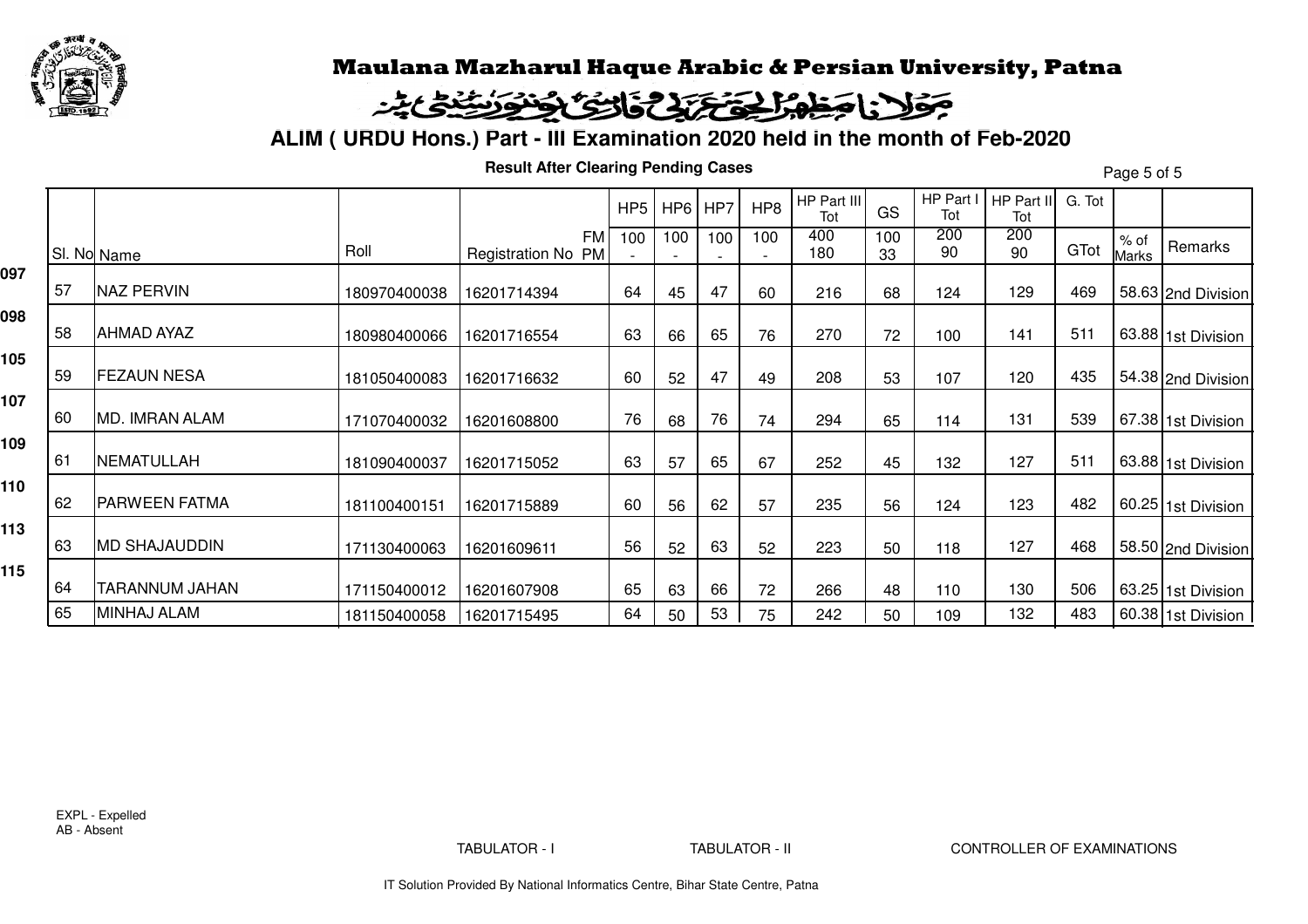# Maulana Mazharul Haque Arabic & Persian University, Patna

مولانا مظہرالحق عربی و فارسی یونیورسٹی، پٹنہ

## ALIM ( URDU Hons.) Part - III Examination 2020 held in the month of Feb-2020

### Result After Clearing Pending Cases

| | | | | HP5 | HP6 | HP7 | HP8 | HP Part III Tot | GS | HP Part I Tot | HP Part II Tot | G. Tot | | |
|---|---|---|---|---|---|---|---|---|---|---|---|---|---|---|
| | | | FM | 100 | 100 | 100 | 100 | 400 | 100 | 200 | 200 | | | |
| Sl. No | Name | Roll | Registration No PM | - | - | - | - | 180 | 33 | 90 | 90 | GTot | % of Marks | Remarks |
| 57 | NAZ PERVIN | 180970400038 | 16201714394 | 64 | 45 | 47 | 60 | 216 | 68 | 124 | 129 | 469 | 58.63 | 2nd Division |
| 58 | AHMAD AYAZ | 180980400066 | 16201716554 | 63 | 66 | 65 | 76 | 270 | 72 | 100 | 141 | 511 | 63.88 | 1st Division |
| 59 | FEZAUN NESA | 181050400083 | 16201716632 | 60 | 52 | 47 | 49 | 208 | 53 | 107 | 120 | 435 | 54.38 | 2nd Division |
| 60 | MD. IMRAN ALAM | 171070400032 | 16201608800 | 76 | 68 | 76 | 74 | 294 | 65 | 114 | 131 | 539 | 67.38 | 1st Division |
| 61 | NEMATULLAH | 181090400037 | 16201715052 | 63 | 57 | 65 | 67 | 252 | 45 | 132 | 127 | 511 | 63.88 | 1st Division |
| 62 | PARWEEN FATMA | 181100400151 | 16201715889 | 60 | 56 | 62 | 57 | 235 | 56 | 124 | 123 | 482 | 60.25 | 1st Division |
| 63 | MD SHAJAUDDIN | 171130400063 | 16201609611 | 56 | 52 | 63 | 52 | 223 | 50 | 118 | 127 | 468 | 58.50 | 2nd Division |
| 64 | TARANNUM JAHAN | 171150400012 | 16201607908 | 65 | 63 | 66 | 72 | 266 | 48 | 110 | 130 | 506 | 63.25 | 1st Division |
| 65 | MINHAJ ALAM | 181150400058 | 16201715495 | 64 | 50 | 53 | 75 | 242 | 50 | 109 | 132 | 483 | 60.38 | 1st Division |

EXPL - Expelled
AB - Absent

TABULATOR - I TABULATOR - II CONTROLLER OF EXAMINATIONS

IT Solution Provided By National Informatics Centre, Bihar State Centre, Patna